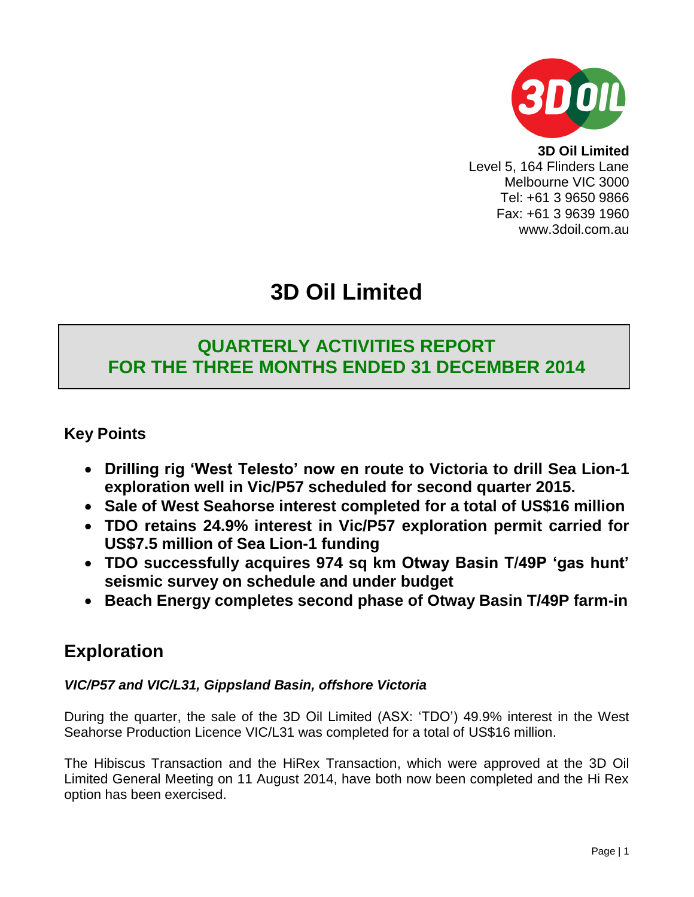**3D Oil Limited**
Level 5, 164 Flinders Lane
Melbourne VIC 3000
Tel: +61 3 9650 9866
Fax: +61 3 9639 1960
www.3doil.com.au

# 3D Oil Limited

## QUARTERLY ACTIVITIES REPORT FOR THE THREE MONTHS ENDED 31 DECEMBER 2014

### Key Points

- **Drilling rig 'West Telesto' now en route to Victoria to drill Sea Lion-1 exploration well in Vic/P57 scheduled for second quarter 2015.**
- **Sale of West Seahorse interest completed for a total of US$16 million**
- **TDO retains 24.9% interest in Vic/P57 exploration permit carried for US$7.5 million of Sea Lion-1 funding**
- **TDO successfully acquires 974 sq km Otway Basin T/49P 'gas hunt' seismic survey on schedule and under budget**
- **Beach Energy completes second phase of Otway Basin T/49P farm-in**

## Exploration

***VIC/P57 and VIC/L31, Gippsland Basin, offshore Victoria***

During the quarter, the sale of the 3D Oil Limited (ASX: 'TDO') 49.9% interest in the West Seahorse Production Licence VIC/L31 was completed for a total of US$16 million.

The Hibiscus Transaction and the HiRex Transaction, which were approved at the 3D Oil Limited General Meeting on 11 August 2014, have both now been completed and the Hi Rex option has been exercised.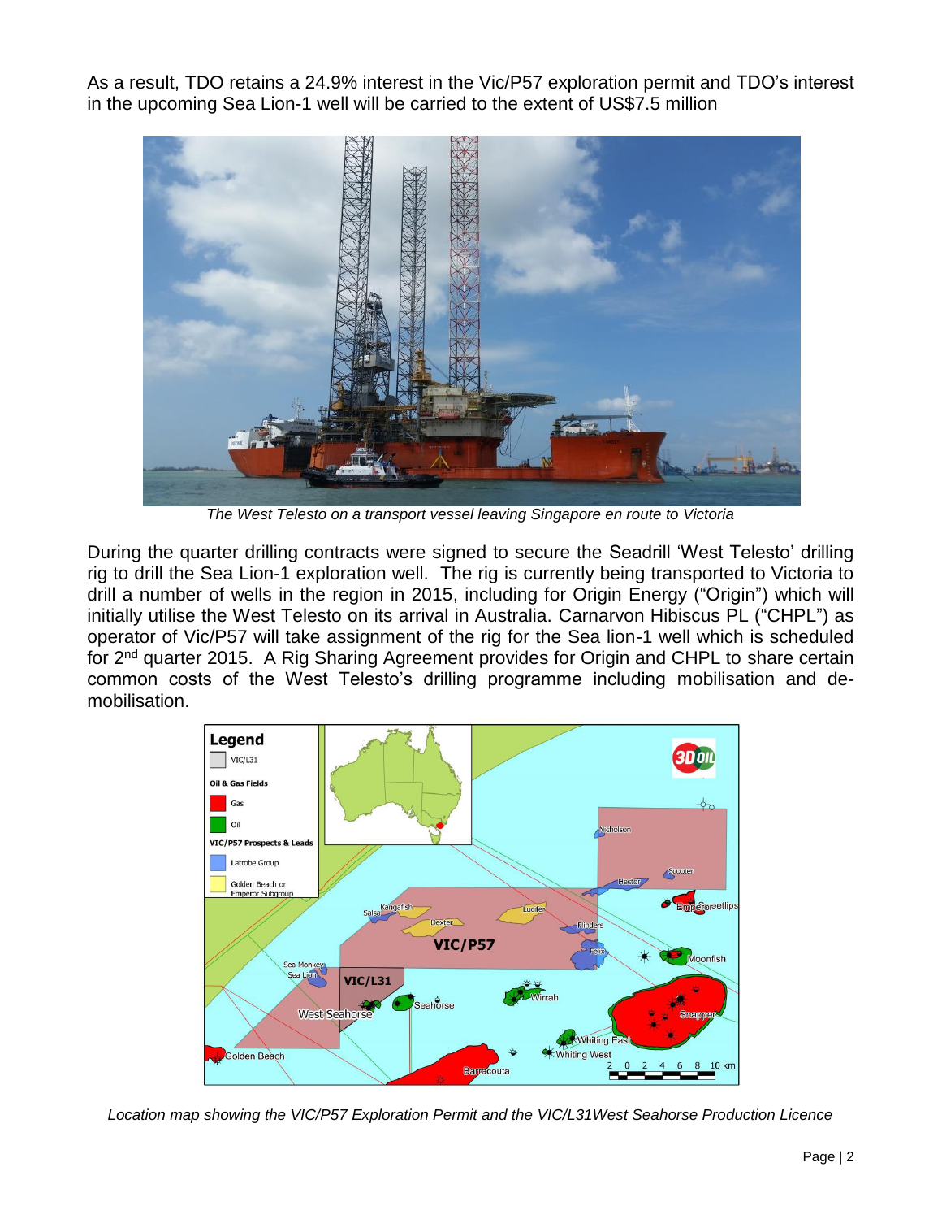As a result, TDO retains a 24.9% interest in the Vic/P57 exploration permit and TDO's interest in the upcoming Sea Lion-1 well will be carried to the extent of US$7.5 million

*The West Telesto on a transport vessel leaving Singapore en route to Victoria*

During the quarter drilling contracts were signed to secure the Seadrill 'West Telesto' drilling rig to drill the Sea Lion-1 exploration well. The rig is currently being transported to Victoria to drill a number of wells in the region in 2015, including for Origin Energy ("Origin") which will initially utilise the West Telesto on its arrival in Australia. Carnarvon Hibiscus PL ("CHPL") as operator of Vic/P57 will take assignment of the rig for the Sea lion-1 well which is scheduled for 2nd quarter 2015. A Rig Sharing Agreement provides for Origin and CHPL to share certain common costs of the West Telesto's drilling programme including mobilisation and de-mobilisation.

*Location map showing the VIC/P57 Exploration Permit and the VIC/L31West Seahorse Production Licence*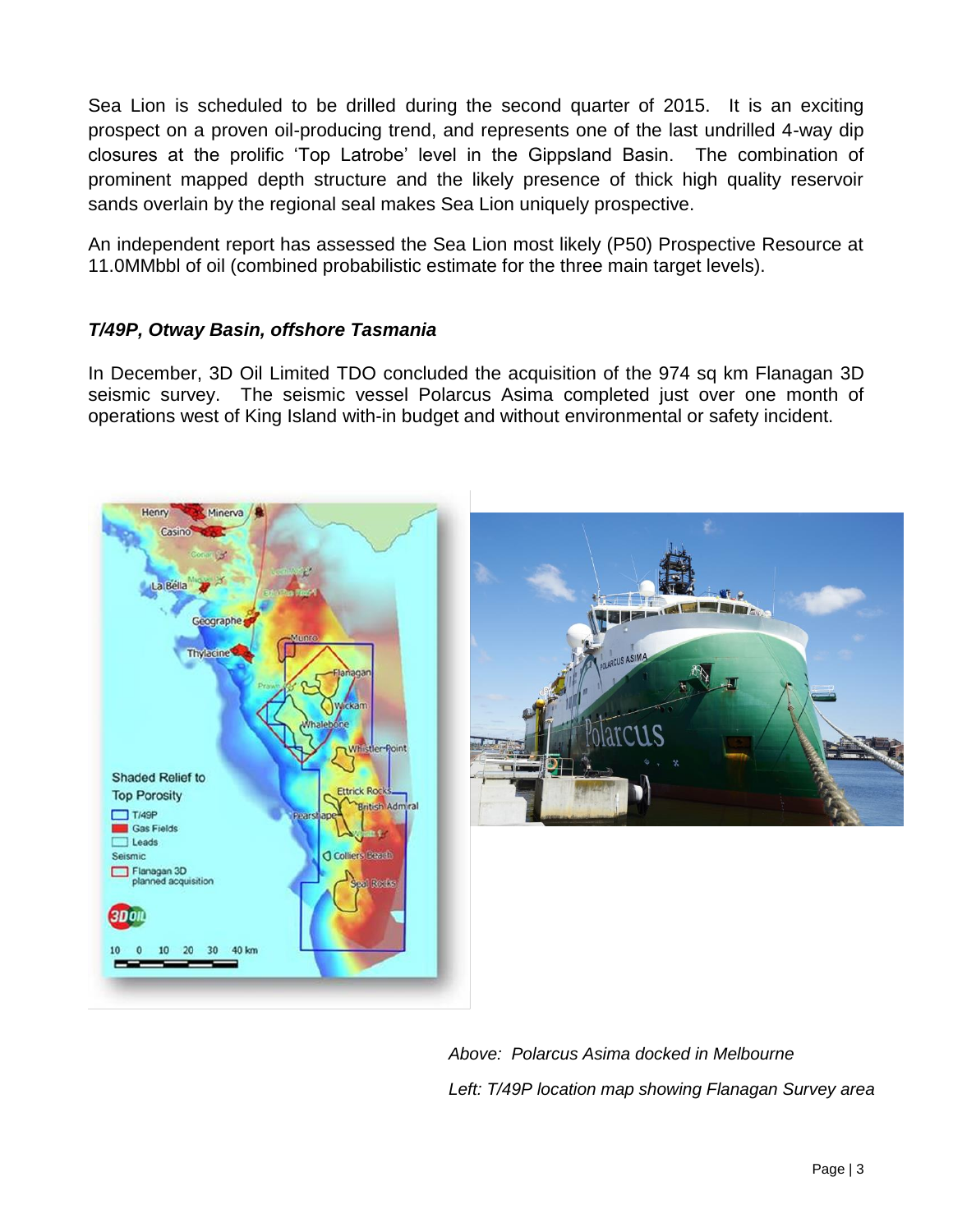Sea Lion is scheduled to be drilled during the second quarter of 2015. It is an exciting prospect on a proven oil-producing trend, and represents one of the last undrilled 4-way dip closures at the prolific 'Top Latrobe' level in the Gippsland Basin. The combination of prominent mapped depth structure and the likely presence of thick high quality reservoir sands overlain by the regional seal makes Sea Lion uniquely prospective.

An independent report has assessed the Sea Lion most likely (P50) Prospective Resource at 11.0MMbbl of oil (combined probabilistic estimate for the three main target levels).

### *T/49P, Otway Basin, offshore Tasmania*

In December, 3D Oil Limited TDO concluded the acquisition of the 974 sq km Flanagan 3D seismic survey. The seismic vessel Polarcus Asima completed just over one month of operations west of King Island with-in budget and without environmental or safety incident.

*Above: Polarcus Asima docked in Melbourne*

*Left: T/49P location map showing Flanagan Survey area*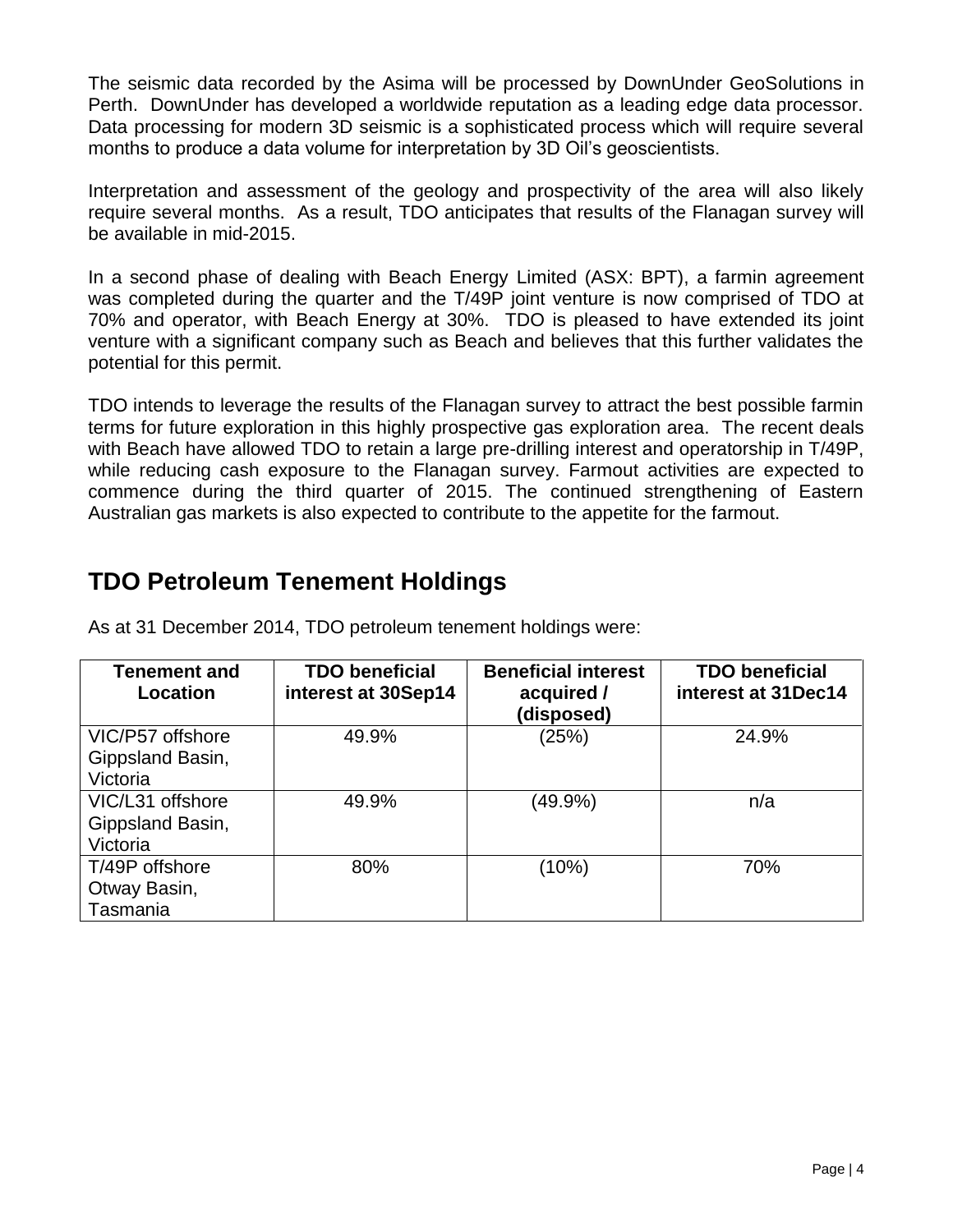The seismic data recorded by the Asima will be processed by DownUnder GeoSolutions in Perth. DownUnder has developed a worldwide reputation as a leading edge data processor. Data processing for modern 3D seismic is a sophisticated process which will require several months to produce a data volume for interpretation by 3D Oil's geoscientists.

Interpretation and assessment of the geology and prospectivity of the area will also likely require several months. As a result, TDO anticipates that results of the Flanagan survey will be available in mid-2015.

In a second phase of dealing with Beach Energy Limited (ASX: BPT), a farmin agreement was completed during the quarter and the T/49P joint venture is now comprised of TDO at 70% and operator, with Beach Energy at 30%. TDO is pleased to have extended its joint venture with a significant company such as Beach and believes that this further validates the potential for this permit.

TDO intends to leverage the results of the Flanagan survey to attract the best possible farmin terms for future exploration in this highly prospective gas exploration area. The recent deals with Beach have allowed TDO to retain a large pre-drilling interest and operatorship in T/49P, while reducing cash exposure to the Flanagan survey. Farmout activities are expected to commence during the third quarter of 2015. The continued strengthening of Eastern Australian gas markets is also expected to contribute to the appetite for the farmout.

## TDO Petroleum Tenement Holdings

As at 31 December 2014, TDO petroleum tenement holdings were:

| Tenement and Location | TDO beneficial interest at 30Sep14 | Beneficial interest acquired / (disposed) | TDO beneficial interest at 31Dec14 |
|---|---|---|---|
| VIC/P57 offshore Gippsland Basin, Victoria | 49.9% | (25%) | 24.9% |
| VIC/L31 offshore Gippsland Basin, Victoria | 49.9% | (49.9%) | n/a |
| T/49P offshore Otway Basin, Tasmania | 80% | (10%) | 70% |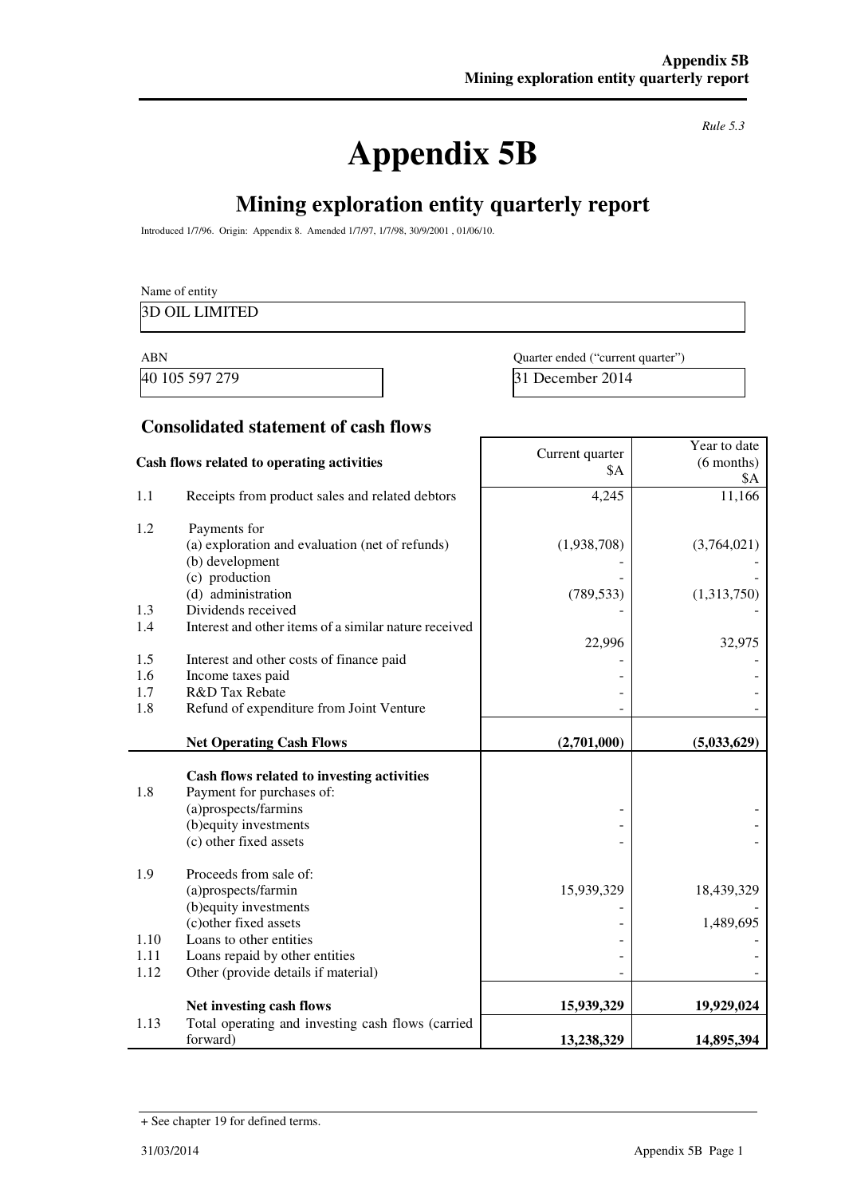*Rule 5.3*

# Appendix 5B

## Mining exploration entity quarterly report

Introduced 1/7/96. Origin: Appendix 8. Amended 1/7/97, 1/7/98, 30/9/2001 , 01/06/10.

Name of entity

3D OIL LIMITED

| ABN | Quarter ended ("current quarter") |
|---|---|
| 40 105 597 279 | 31 December 2014 |

### Consolidated statement of cash flows

| | Cash flows related to operating activities | Current quarter $A | Year to date (6 months) $A |
|---|---|---|---|
| 1.1 | Receipts from product sales and related debtors | 4,245 | 11,166 |
| 1.2 | Payments for | | |
| | (a) exploration and evaluation (net of refunds) | (1,938,708) | (3,764,021) |
| | (b) development | - | - |
| | (c) production | - | - |
| | (d) administration | (789,533) | (1,313,750) |
| 1.3 | Dividends received | - | - |
| 1.4 | Interest and other items of a similar nature received | 22,996 | 32,975 |
| 1.5 | Interest and other costs of finance paid | - | - |
| 1.6 | Income taxes paid | - | - |
| 1.7 | R&D Tax Rebate | - | - |
| 1.8 | Refund of expenditure from Joint Venture | - | - |
| | **Net Operating Cash Flows** | **(2,701,000)** | **(5,033,629)** |
| | **Cash flows related to investing activities** | | |
| 1.8 | Payment for purchases of: | | |
| | (a)prospects/farmins | - | - |
| | (b)equity investments | - | - |
| | (c) other fixed assets | - | - |
| 1.9 | Proceeds from sale of: | | |
| | (a)prospects/farmin | 15,939,329 | 18,439,329 |
| | (b)equity investments | - | - |
| | (c)other fixed assets | - | 1,489,695 |
| 1.10 | Loans to other entities | - | - |
| 1.11 | Loans repaid by other entities | - | - |
| 1.12 | Other (provide details if material) | - | - |
| | **Net investing cash flows** | **15,939,329** | **19,929,024** |
| 1.13 | Total operating and investing cash flows (carried forward) | **13,238,329** | **14,895,394** |

+ See chapter 19 for defined terms.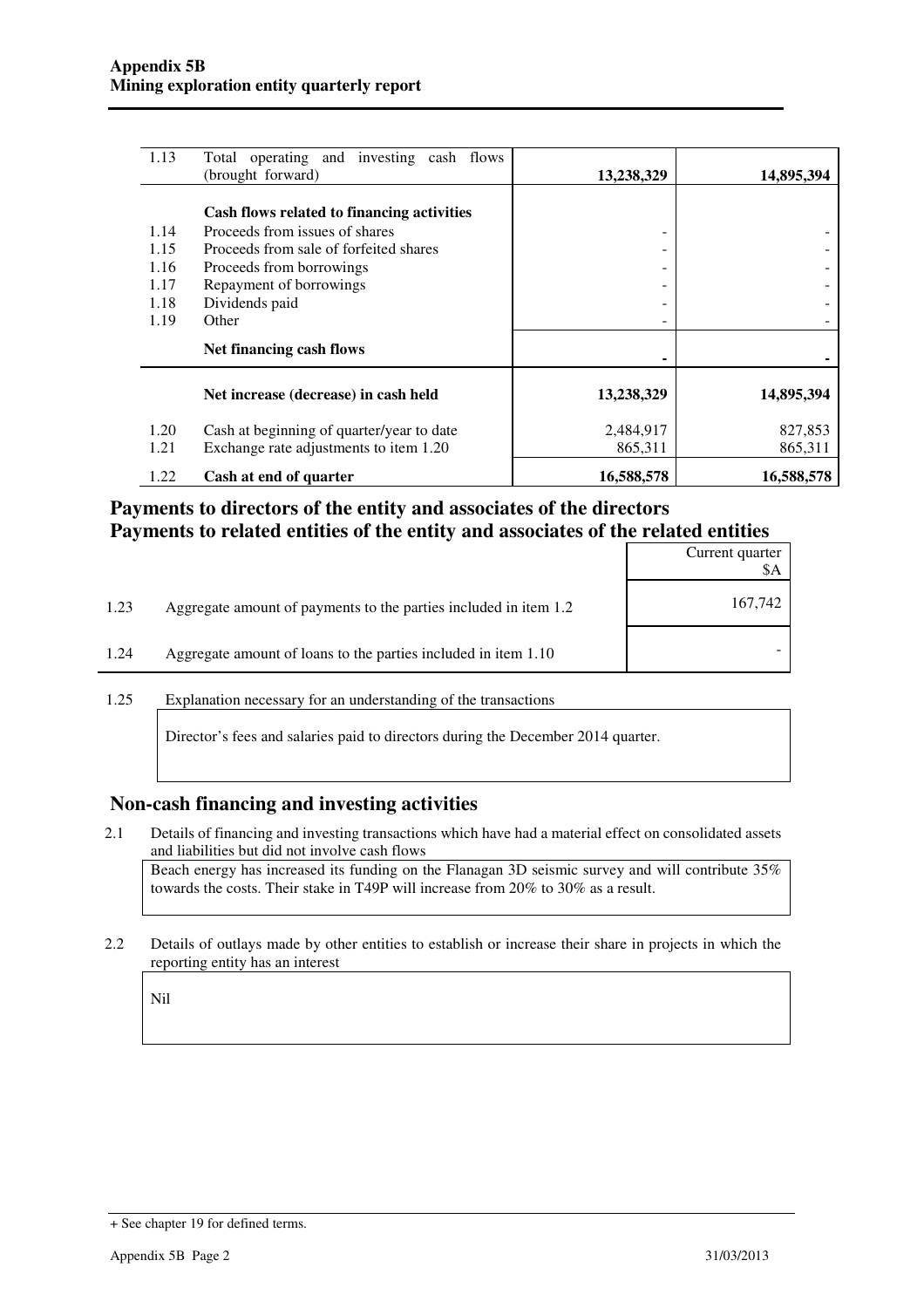| | | | |
|---|---|---|---|
| 1.13 | Total operating and investing cash flows (brought forward) | **13,238,329** | **14,895,394** |
| | **Cash flows related to financing activities** | | |
| 1.14 | Proceeds from issues of shares | - | - |
| 1.15 | Proceeds from sale of forfeited shares | - | - |
| 1.16 | Proceeds from borrowings | - | - |
| 1.17 | Repayment of borrowings | - | - |
| 1.18 | Dividends paid | - | - |
| 1.19 | Other | - | - |
| | **Net financing cash flows** | **-** | **-** |
| | **Net increase (decrease) in cash held** | **13,238,329** | **14,895,394** |
| 1.20 | Cash at beginning of quarter/year to date | 2,484,917 | 827,853 |
| 1.21 | Exchange rate adjustments to item 1.20 | 865,311 | 865,311 |
| 1.22 | **Cash at end of quarter** | **16,588,578** | **16,588,578** |

## Payments to directors of the entity and associates of the directors
## Payments to related entities of the entity and associates of the related entities

| | | Current quarter $A |
|---|---|---|
| 1.23 | Aggregate amount of payments to the parties included in item 1.2 | 167,742 |
| 1.24 | Aggregate amount of loans to the parties included in item 1.10 | - |

1.25 Explanation necessary for an understanding of the transactions

Director's fees and salaries paid to directors during the December 2014 quarter.

## Non-cash financing and investing activities

2.1 Details of financing and investing transactions which have had a material effect on consolidated assets and liabilities but did not involve cash flows

Beach energy has increased its funding on the Flanagan 3D seismic survey and will contribute 35% towards the costs. Their stake in T49P will increase from 20% to 30% as a result.

2.2 Details of outlays made by other entities to establish or increase their share in projects in which the reporting entity has an interest

Nil

+ See chapter 19 for defined terms.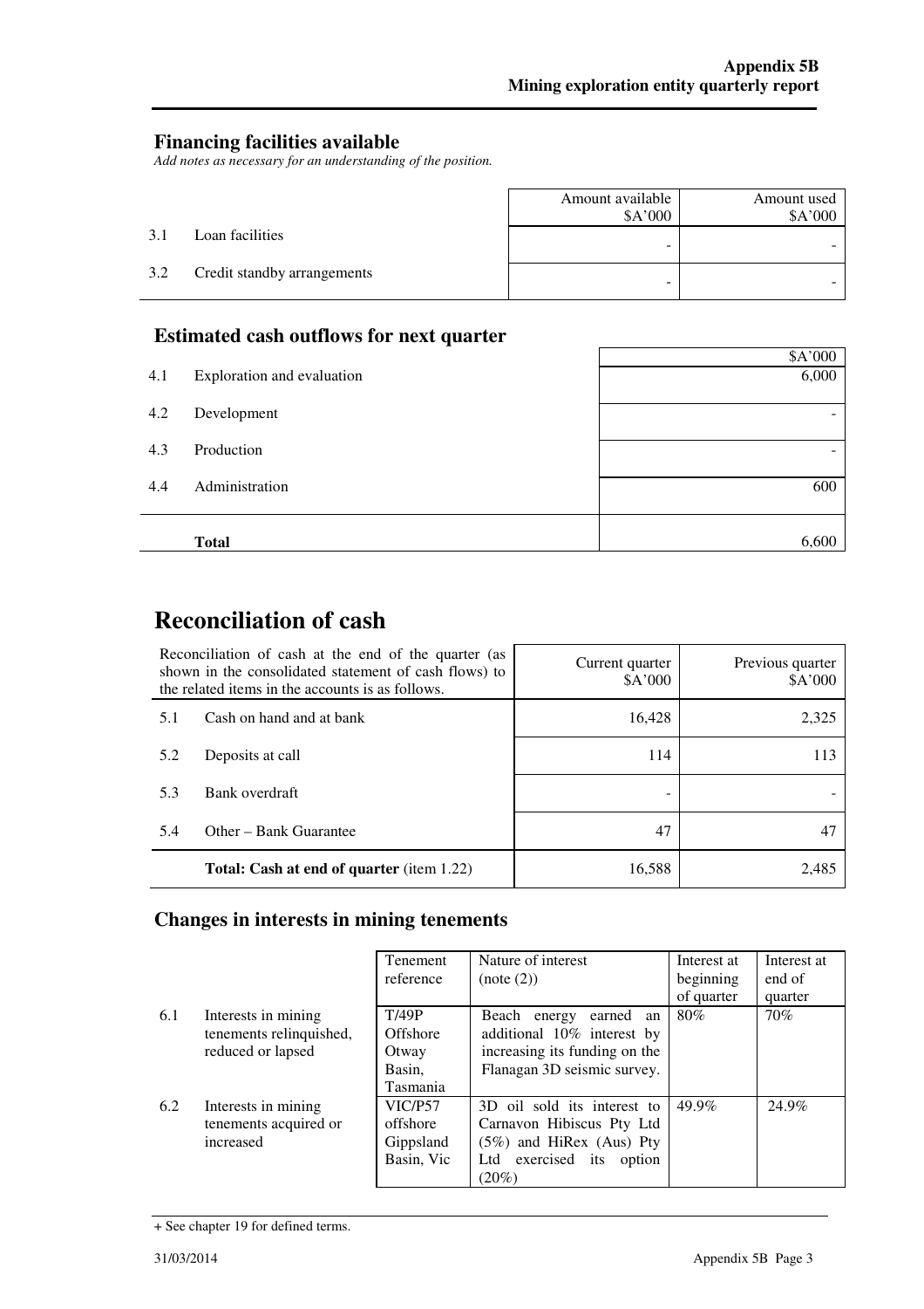## Financing facilities available

*Add notes as necessary for an understanding of the position.*

| | | Amount available \$A'000 | Amount used \$A'000 |
|---|---|---|---|
| 3.1 | Loan facilities | - | - |
| 3.2 | Credit standby arrangements | - | - |

## Estimated cash outflows for next quarter

| | | \$A'000 |
|---|---|---|
| 4.1 | Exploration and evaluation | 6,000 |
| 4.2 | Development | - |
| 4.3 | Production | - |
| 4.4 | Administration | 600 |
| | **Total** | 6,600 |

# Reconciliation of cash

| Reconciliation of cash at the end of the quarter (as shown in the consolidated statement of cash flows) to the related items in the accounts is as follows. | | Current quarter \$A'000 | Previous quarter \$A'000 |
|---|---|---|---|
| 5.1 | Cash on hand and at bank | 16,428 | 2,325 |
| 5.2 | Deposits at call | 114 | 113 |
| 5.3 | Bank overdraft | - | - |
| 5.4 | Other – Bank Guarantee | 47 | 47 |
| | **Total: Cash at end of quarter** (item 1.22) | 16,588 | 2,485 |

## Changes in interests in mining tenements

| | | Tenement reference | Nature of interest (note (2)) | Interest at beginning of quarter | Interest at end of quarter |
|---|---|---|---|---|---|
| 6.1 | Interests in mining tenements relinquished, reduced or lapsed | T/49P Offshore Otway Basin, Tasmania | Beach energy earned an additional 10% interest by increasing its funding on the Flanagan 3D seismic survey. | 80% | 70% |
| 6.2 | Interests in mining tenements acquired or increased | VIC/P57 offshore Gippsland Basin, Vic | 3D oil sold its interest to Carnavon Hibiscus Pty Ltd (5%) and HiRex (Aus) Pty Ltd exercised its option (20%) | 49.9% | 24.9% |

+ See chapter 19 for defined terms.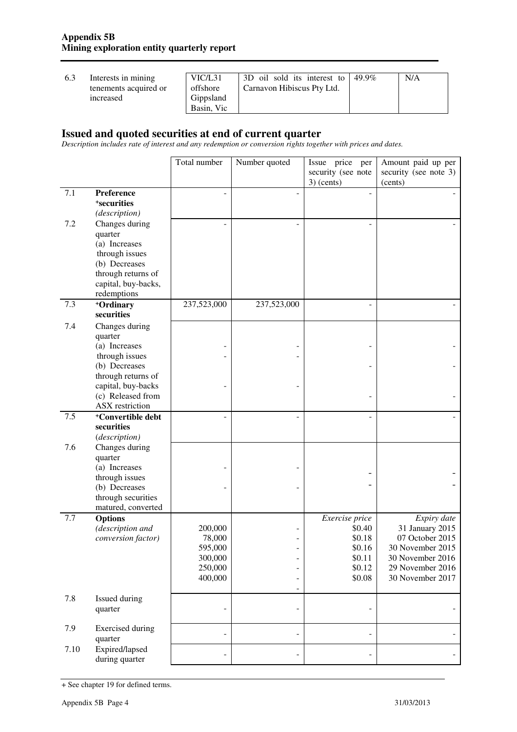| 6.3 | Interests in mining tenements acquired or increased | VIC/L31 offshore Gippsland Basin, Vic | 3D oil sold its interest to Carnavon Hibiscus Pty Ltd. | 49.9% | N/A |
|---|---|---|---|---|---|

## Issued and quoted securities at end of current quarter

*Description includes rate of interest and any redemption or conversion rights together with prices and dates.*

| | | Total number | Number quoted | Issue price per security (see note 3) (cents) | Amount paid up per security (see note 3) (cents) |
|---|---|---|---|---|---|
| 7.1 | **Preference +securities** *(description)* | - | - | - | - |
| 7.2 | Changes during quarter (a) Increases through issues (b) Decreases through returns of capital, buy-backs, redemptions | - | - | - | - |
| 7.3 | **+Ordinary securities** | 237,523,000 | 237,523,000 | - | - |
| 7.4 | Changes during quarter (a) Increases through issues (b) Decreases through returns of capital, buy-backs (c) Released from ASX restriction | -<br>-<br>- | -<br>-<br>- | -<br>-<br>- | -<br>-<br>- |
| 7.5 | **+Convertible debt securities** *(description)* | - | - | - | - |
| 7.6 | Changes during quarter (a) Increases through issues (b) Decreases through securities matured, converted | -<br>- | -<br>- | -<br>- | -<br>- |
| 7.7 | **Options** *(description and conversion factor)* | 200,000<br>78,000<br>595,000<br>300,000<br>250,000<br>400,000 | -<br>-<br>-<br>-<br>-<br>-<br>- | *Exercise price*<br>\$0.40<br>\$0.18<br>\$0.16<br>\$0.11<br>\$0.12<br>\$0.08 | *Expiry date*<br>31 January 2015<br>07 October 2015<br>30 November 2015<br>30 November 2016<br>29 November 2016<br>30 November 2017 |
| 7.8 | Issued during quarter | - | - | - | - |
| 7.9 | Exercised during quarter | - | - | - | - |
| 7.10 | Expired/lapsed during quarter | - | - | - | - |

+ See chapter 19 for defined terms.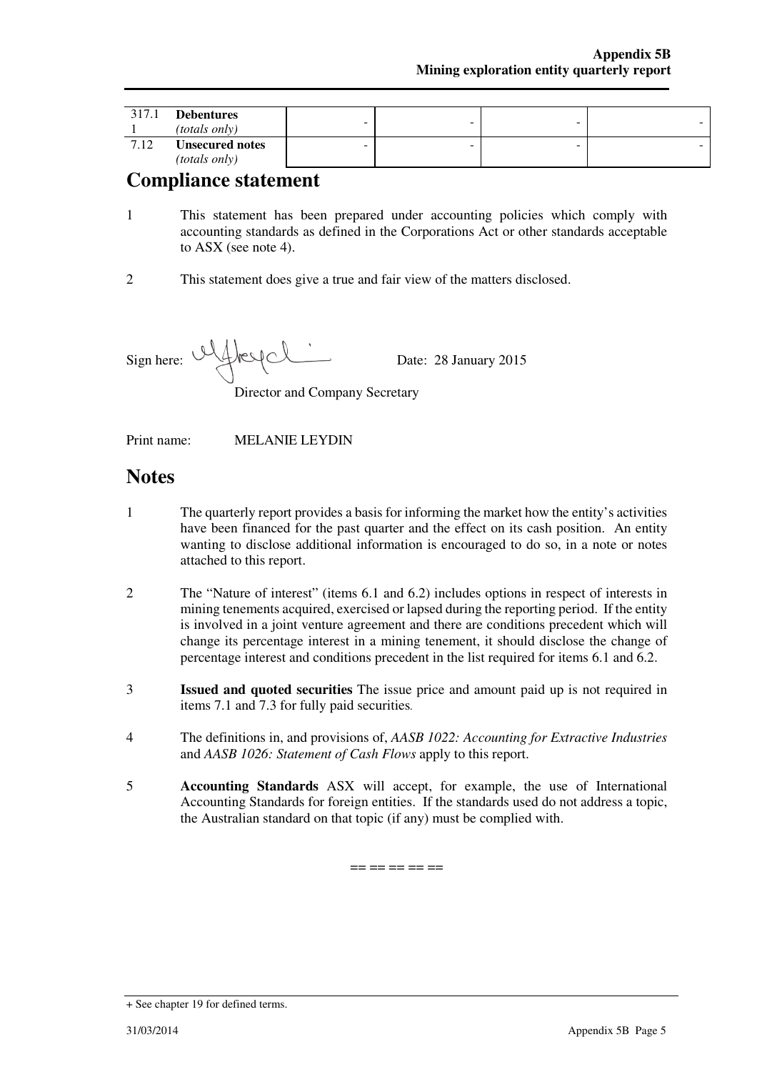| | | | | | |
|---|---|---|---|---|---|
| 317.1 1 | **Debentures** *(totals only)* | - | - | - | - |
| 7.12 | **Unsecured notes** *(totals only)* | - | - | - | - |

# Compliance statement

1 This statement has been prepared under accounting policies which comply with accounting standards as defined in the Corporations Act or other standards acceptable to ASX (see note 4).

2 This statement does give a true and fair view of the matters disclosed.

Sign here: Date: 28 January 2015

Director and Company Secretary

Print name: MELANIE LEYDIN

# Notes

1 The quarterly report provides a basis for informing the market how the entity's activities have been financed for the past quarter and the effect on its cash position. An entity wanting to disclose additional information is encouraged to do so, in a note or notes attached to this report.

2 The "Nature of interest" (items 6.1 and 6.2) includes options in respect of interests in mining tenements acquired, exercised or lapsed during the reporting period. If the entity is involved in a joint venture agreement and there are conditions precedent which will change its percentage interest in a mining tenement, it should disclose the change of percentage interest and conditions precedent in the list required for items 6.1 and 6.2.

3 **Issued and quoted securities** The issue price and amount paid up is not required in items 7.1 and 7.3 for fully paid securities.

4 The definitions in, and provisions of, *AASB 1022: Accounting for Extractive Industries* and *AASB 1026: Statement of Cash Flows* apply to this report.

5 **Accounting Standards** ASX will accept, for example, the use of International Accounting Standards for foreign entities. If the standards used do not address a topic, the Australian standard on that topic (if any) must be complied with.

== == == == ==

+ See chapter 19 for defined terms.